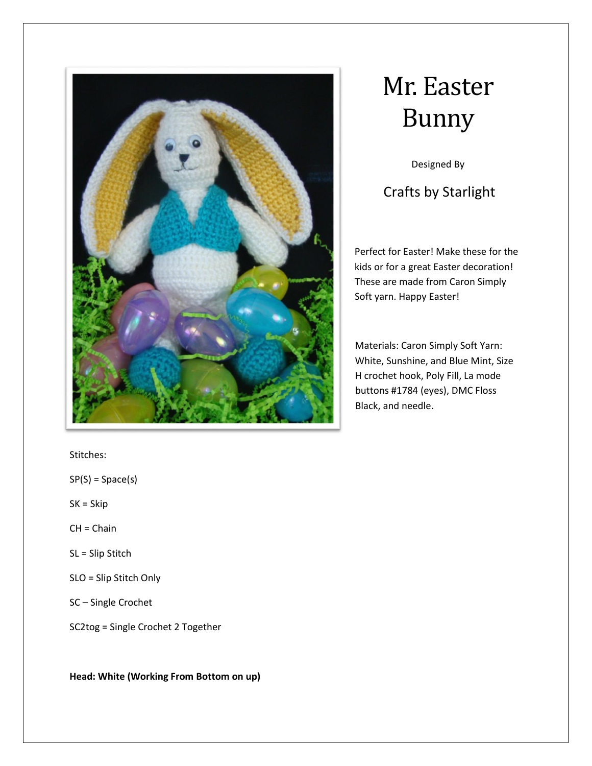# Mr. Easter Bunny

Designed By

## Crafts by Starlight

Perfect for Easter! Make these for the kids or for a great Easter decoration! These are made from Caron Simply Soft yarn. Happy Easter!

Materials: Caron Simply Soft Yarn: White, Sunshine, and Blue Mint, Size H crochet hook, Poly Fill, La mode buttons #1784 (eyes), DMC Floss Black, and needle.

Stitches:

SP(S) = Space(s)

SK = Skip

CH = Chain

SL = Slip Stitch

SLO = Slip Stitch Only

SC – Single Crochet

SC2tog = Single Crochet 2 Together

**Head: White (Working From Bottom on up)**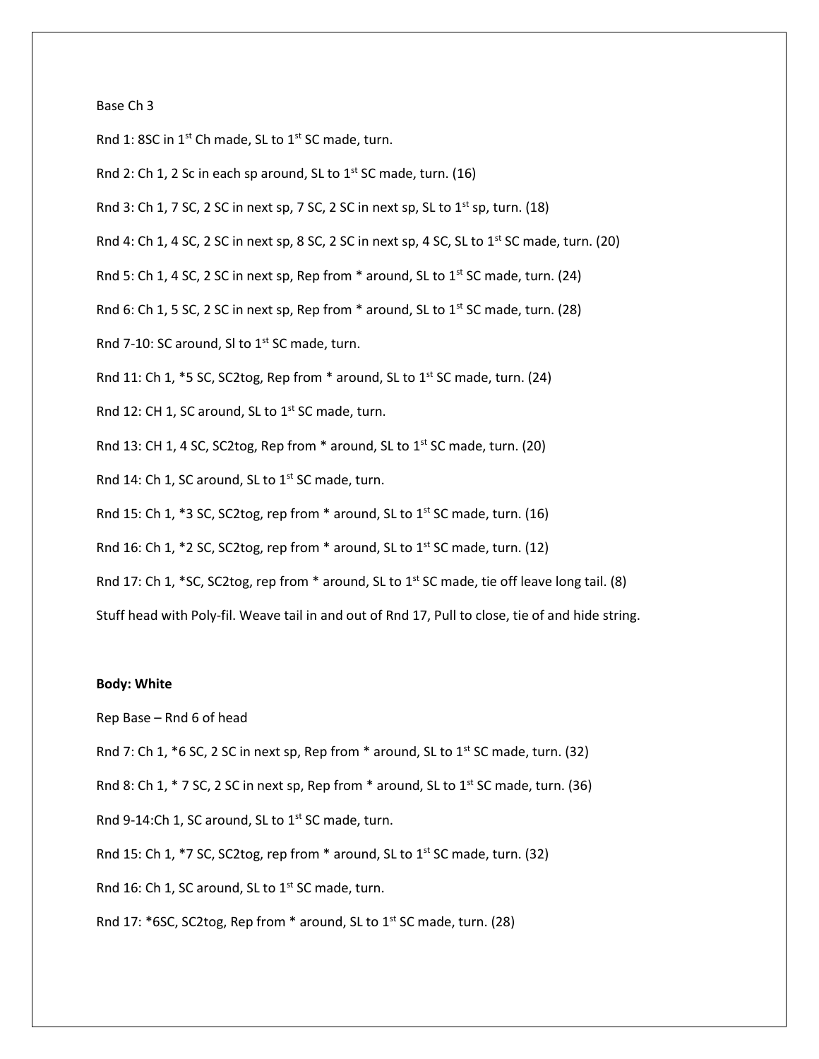Base Ch 3

Rnd 1: 8SC in 1st Ch made, SL to 1st SC made, turn.

Rnd 2: Ch 1, 2 Sc in each sp around, SL to 1st SC made, turn. (16)

Rnd 3: Ch 1, 7 SC, 2 SC in next sp, 7 SC, 2 SC in next sp, SL to 1st sp, turn. (18)

Rnd 4: Ch 1, 4 SC, 2 SC in next sp, 8 SC, 2 SC in next sp, 4 SC, SL to 1st SC made, turn. (20)

Rnd 5: Ch 1, 4 SC, 2 SC in next sp, Rep from * around, SL to 1st SC made, turn. (24)

Rnd 6: Ch 1, 5 SC, 2 SC in next sp, Rep from * around, SL to 1st SC made, turn. (28)

Rnd 7-10: SC around, Sl to 1st SC made, turn.

Rnd 11: Ch 1, *5 SC, SC2tog, Rep from * around, SL to 1st SC made, turn. (24)

Rnd 12: CH 1, SC around, SL to 1st SC made, turn.

Rnd 13: CH 1, 4 SC, SC2tog, Rep from * around, SL to 1st SC made, turn. (20)

Rnd 14: Ch 1, SC around, SL to 1st SC made, turn.

Rnd 15: Ch 1, *3 SC, SC2tog, rep from * around, SL to 1st SC made, turn. (16)

Rnd 16: Ch 1, *2 SC, SC2tog, rep from * around, SL to 1st SC made, turn. (12)

Rnd 17: Ch 1, *SC, SC2tog, rep from * around, SL to 1st SC made, tie off leave long tail. (8)

Stuff head with Poly-fil. Weave tail in and out of Rnd 17, Pull to close, tie of and hide string.

**Body: White**

Rep Base – Rnd 6 of head

Rnd 7: Ch 1, *6 SC, 2 SC in next sp, Rep from * around, SL to 1st SC made, turn. (32)

Rnd 8: Ch 1, * 7 SC, 2 SC in next sp, Rep from * around, SL to 1st SC made, turn. (36)

Rnd 9-14:Ch 1, SC around, SL to 1st SC made, turn.

Rnd 15: Ch 1, *7 SC, SC2tog, rep from * around, SL to 1st SC made, turn. (32)

Rnd 16: Ch 1, SC around, SL to 1st SC made, turn.

Rnd 17: *6SC, SC2tog, Rep from * around, SL to 1st SC made, turn. (28)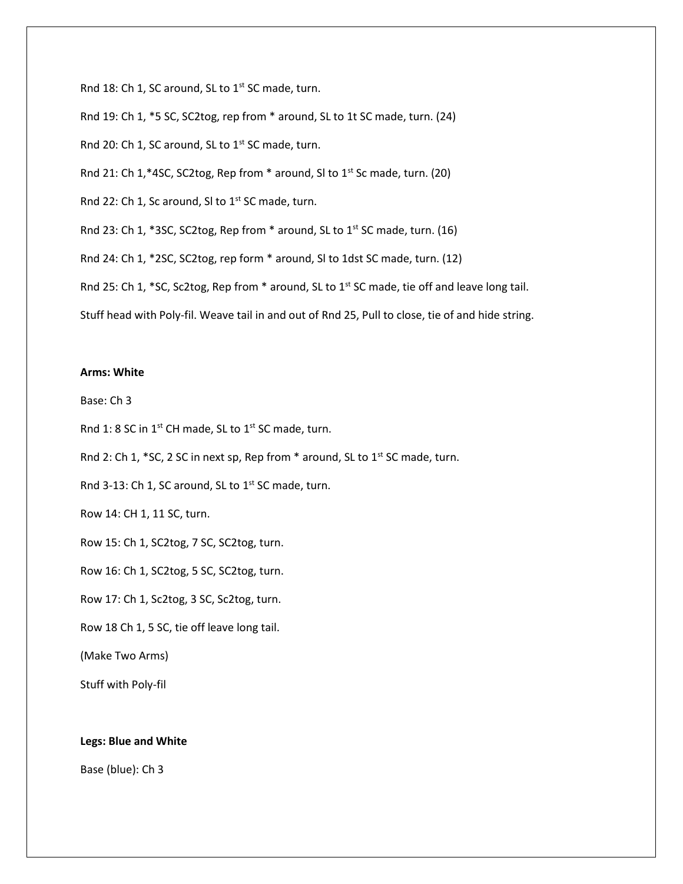Rnd 18: Ch 1, SC around, SL to 1st SC made, turn.

Rnd 19: Ch 1, *5 SC, SC2tog, rep from * around, SL to 1t SC made, turn. (24)

Rnd 20: Ch 1, SC around, SL to 1st SC made, turn.

Rnd 21: Ch 1,*4SC, SC2tog, Rep from * around, Sl to 1st Sc made, turn. (20)

Rnd 22: Ch 1, Sc around, Sl to 1st SC made, turn.

Rnd 23: Ch 1, *3SC, SC2tog, Rep from * around, SL to 1st SC made, turn. (16)

Rnd 24: Ch 1, *2SC, SC2tog, rep form * around, Sl to 1dst SC made, turn. (12)

Rnd 25: Ch 1, *SC, Sc2tog, Rep from * around, SL to 1st SC made, tie off and leave long tail.

Stuff head with Poly-fil. Weave tail in and out of Rnd 25, Pull to close, tie of and hide string.

**Arms: White**

Base: Ch 3

Rnd 1: 8 SC in 1st CH made, SL to 1st SC made, turn.

Rnd 2: Ch 1, *SC, 2 SC in next sp, Rep from * around, SL to 1st SC made, turn.

Rnd 3-13: Ch 1, SC around, SL to 1st SC made, turn.

Row 14: CH 1, 11 SC, turn.

Row 15: Ch 1, SC2tog, 7 SC, SC2tog, turn.

Row 16: Ch 1, SC2tog, 5 SC, SC2tog, turn.

Row 17: Ch 1, Sc2tog, 3 SC, Sc2tog, turn.

Row 18 Ch 1, 5 SC, tie off leave long tail.

(Make Two Arms)

Stuff with Poly-fil

**Legs: Blue and White**

Base (blue): Ch 3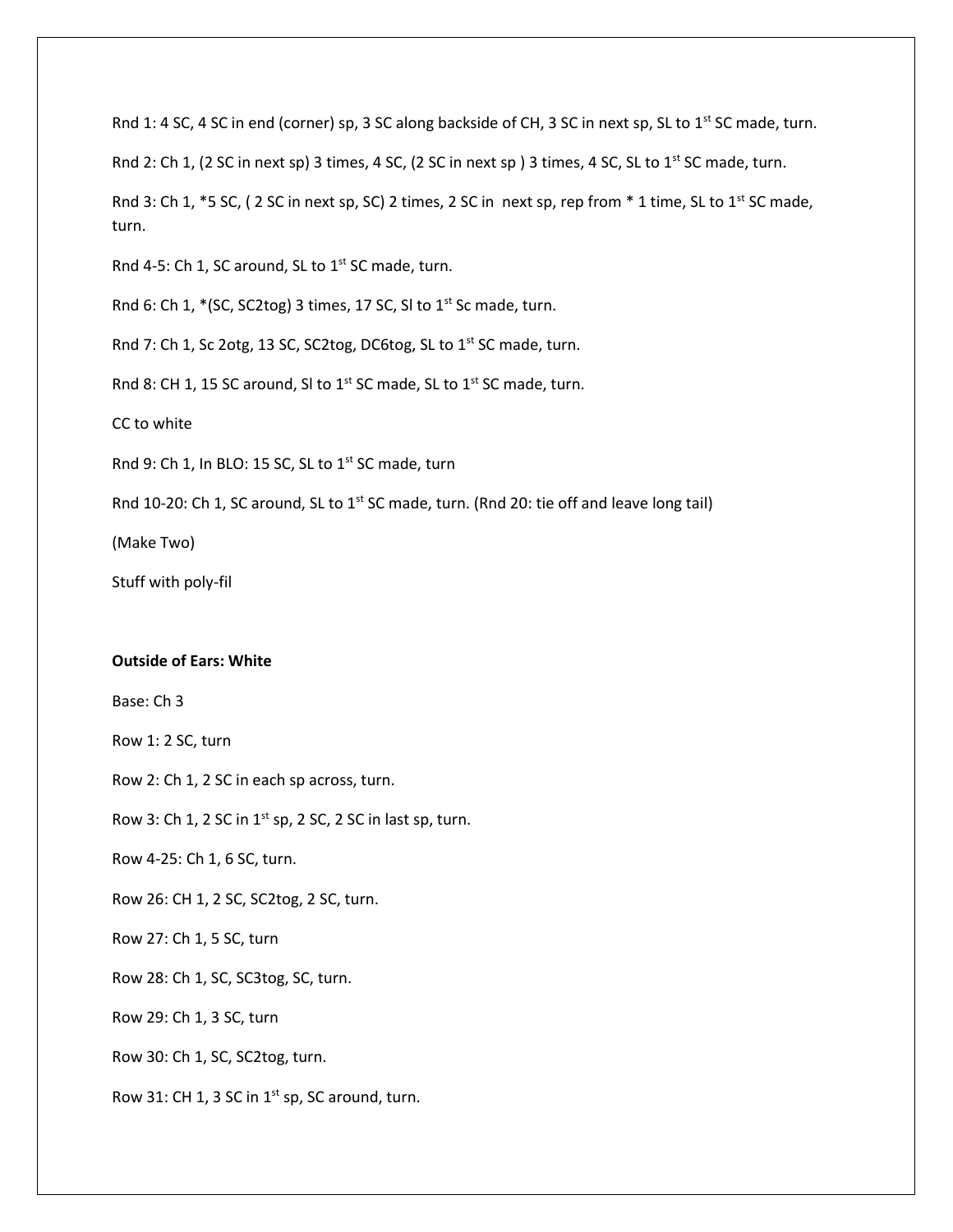Rnd 1: 4 SC, 4 SC in end (corner) sp, 3 SC along backside of CH, 3 SC in next sp, SL to 1st SC made, turn.

Rnd 2: Ch 1, (2 SC in next sp) 3 times, 4 SC, (2 SC in next sp ) 3 times, 4 SC, SL to 1st SC made, turn.

Rnd 3: Ch 1, *5 SC, ( 2 SC in next sp, SC) 2 times, 2 SC in next sp, rep from * 1 time, SL to 1st SC made, turn.

Rnd 4-5: Ch 1, SC around, SL to 1st SC made, turn.

Rnd 6: Ch 1, *(SC, SC2tog) 3 times, 17 SC, Sl to 1st Sc made, turn.

Rnd 7: Ch 1, Sc 2otg, 13 SC, SC2tog, DC6tog, SL to 1st SC made, turn.

Rnd 8: CH 1, 15 SC around, Sl to 1st SC made, SL to 1st SC made, turn.

CC to white

Rnd 9: Ch 1, In BLO: 15 SC, SL to 1st SC made, turn

Rnd 10-20: Ch 1, SC around, SL to 1st SC made, turn. (Rnd 20: tie off and leave long tail)

(Make Two)

Stuff with poly-fil

**Outside of Ears: White**

Base: Ch 3

Row 1: 2 SC, turn

Row 2: Ch 1, 2 SC in each sp across, turn.

Row 3: Ch 1, 2 SC in 1st sp, 2 SC, 2 SC in last sp, turn.

Row 4-25: Ch 1, 6 SC, turn.

Row 26: CH 1, 2 SC, SC2tog, 2 SC, turn.

Row 27: Ch 1, 5 SC, turn

Row 28: Ch 1, SC, SC3tog, SC, turn.

Row 29: Ch 1, 3 SC, turn

Row 30: Ch 1, SC, SC2tog, turn.

Row 31: CH 1, 3 SC in 1st sp, SC around, turn.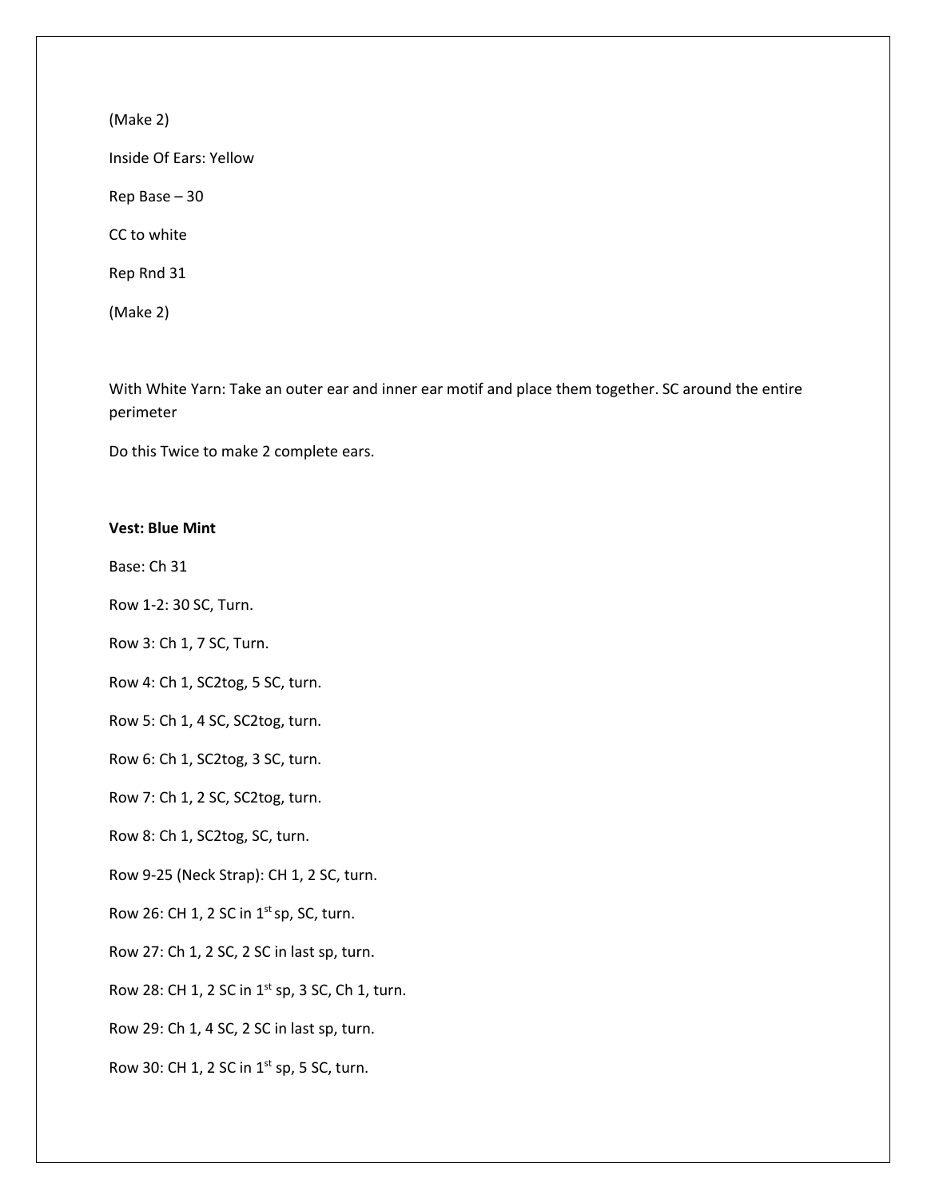(Make 2)

Inside Of Ears: Yellow

Rep Base – 30

CC to white

Rep Rnd 31

(Make 2)

With White Yarn: Take an outer ear and inner ear motif and place them together. SC around the entire perimeter

Do this Twice to make 2 complete ears.

**Vest: Blue Mint**

Base: Ch 31

Row 1-2: 30 SC, Turn.

Row 3: Ch 1, 7 SC, Turn.

Row 4: Ch 1, SC2tog, 5 SC, turn.

Row 5: Ch 1, 4 SC, SC2tog, turn.

Row 6: Ch 1, SC2tog, 3 SC, turn.

Row 7: Ch 1, 2 SC, SC2tog, turn.

Row 8: Ch 1, SC2tog, SC, turn.

Row 9-25 (Neck Strap): CH 1, 2 SC, turn.

Row 26: CH 1, 2 SC in 1st sp, SC, turn.

Row 27: Ch 1, 2 SC, 2 SC in last sp, turn.

Row 28: CH 1, 2 SC in 1st sp, 3 SC, Ch 1, turn.

Row 29: Ch 1, 4 SC, 2 SC in last sp, turn.

Row 30: CH 1, 2 SC in 1st sp, 5 SC, turn.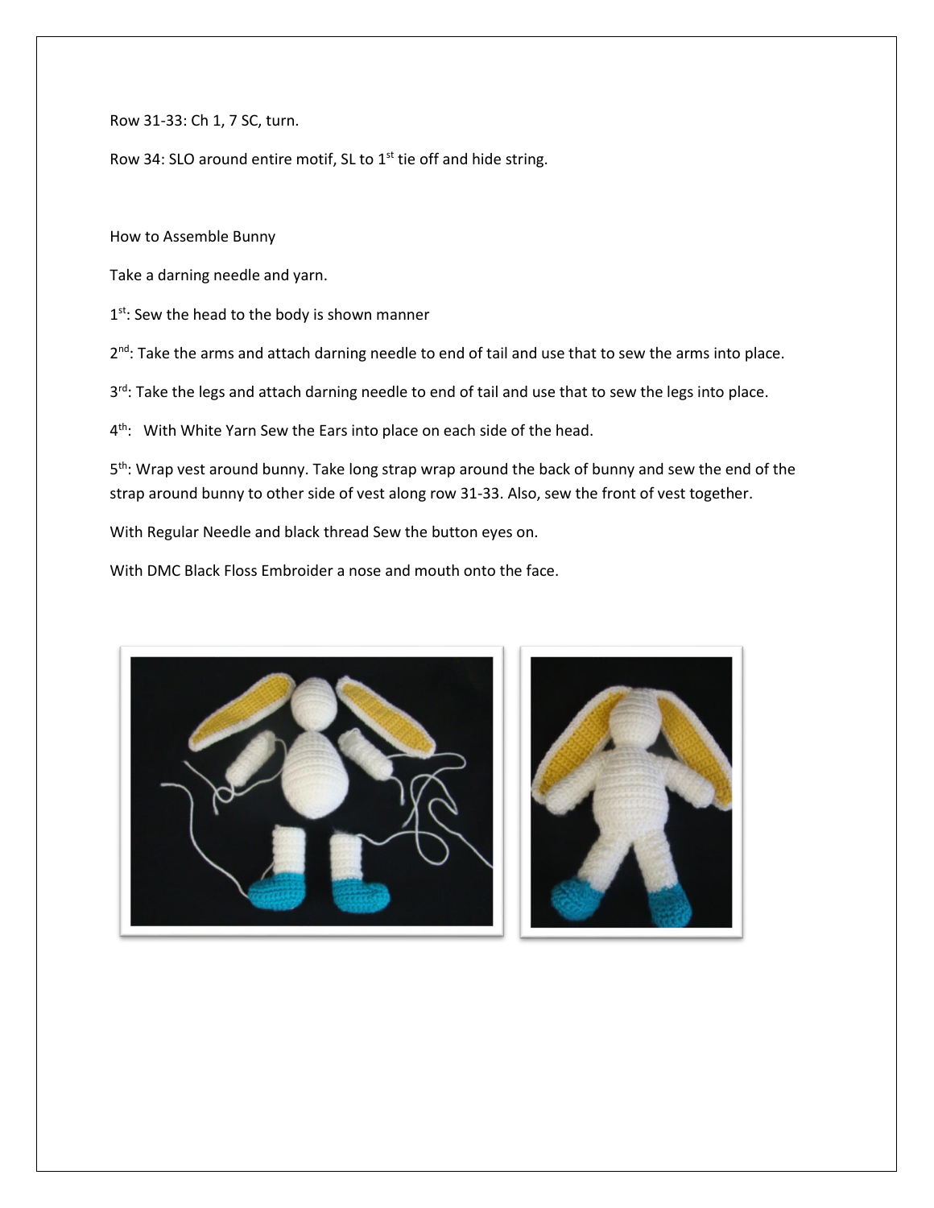Row 31-33: Ch 1, 7 SC, turn.

Row 34: SLO around entire motif, SL to 1st tie off and hide string.

How to Assemble Bunny

Take a darning needle and yarn.

1st: Sew the head to the body is shown manner

2nd: Take the arms and attach darning needle to end of tail and use that to sew the arms into place.

3rd: Take the legs and attach darning needle to end of tail and use that to sew the legs into place.

4th: With White Yarn Sew the Ears into place on each side of the head.

5th: Wrap vest around bunny. Take long strap wrap around the back of bunny and sew the end of the strap around bunny to other side of vest along row 31-33. Also, sew the front of vest together.

With Regular Needle and black thread Sew the button eyes on.

With DMC Black Floss Embroider a nose and mouth onto the face.